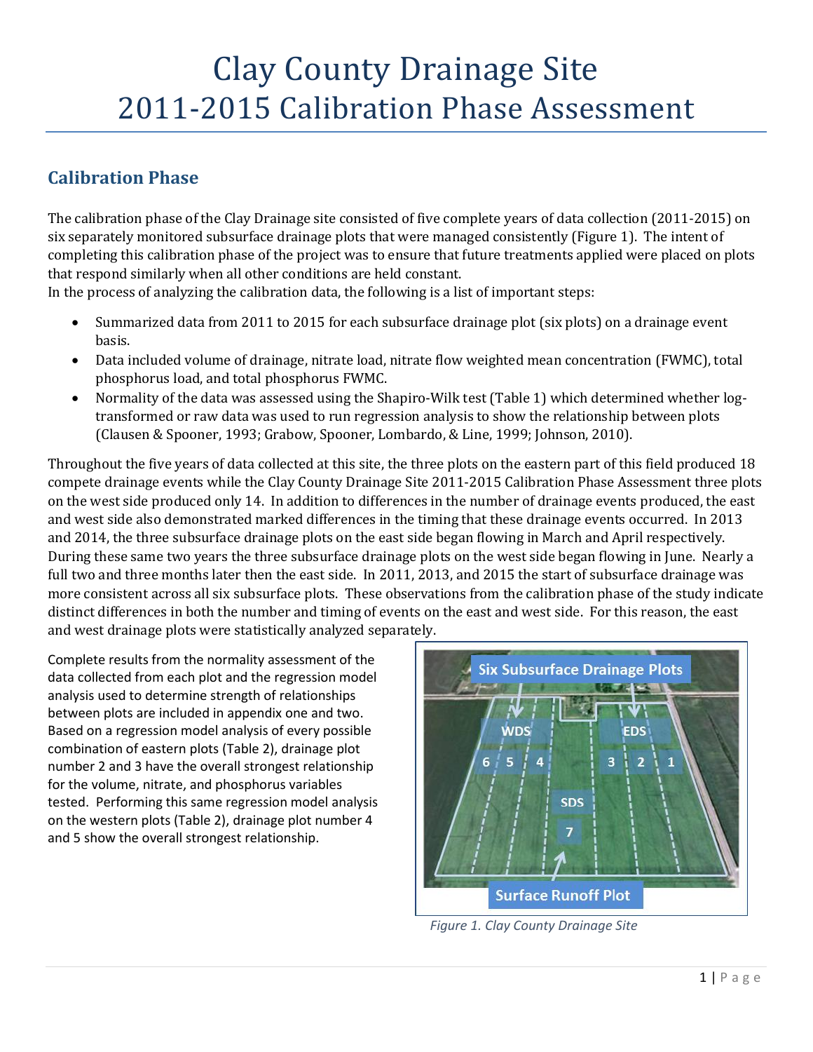# Clay County Drainage Site
# 2011-2015 Calibration Phase Assessment

## Calibration Phase

The calibration phase of the Clay Drainage site consisted of five complete years of data collection (2011-2015) on six separately monitored subsurface drainage plots that were managed consistently (Figure 1). The intent of completing this calibration phase of the project was to ensure that future treatments applied were placed on plots that respond similarly when all other conditions are held constant.
In the process of analyzing the calibration data, the following is a list of important steps:

- Summarized data from 2011 to 2015 for each subsurface drainage plot (six plots) on a drainage event basis.
- Data included volume of drainage, nitrate load, nitrate flow weighted mean concentration (FWMC), total phosphorus load, and total phosphorus FWMC.
- Normality of the data was assessed using the Shapiro-Wilk test (Table 1) which determined whether log-transformed or raw data was used to run regression analysis to show the relationship between plots (Clausen & Spooner, 1993; Grabow, Spooner, Lombardo, & Line, 1999; Johnson, 2010).

Throughout the five years of data collected at this site, the three plots on the eastern part of this field produced 18 compete drainage events while the Clay County Drainage Site 2011-2015 Calibration Phase Assessment three plots on the west side produced only 14. In addition to differences in the number of drainage events produced, the east and west side also demonstrated marked differences in the timing that these drainage events occurred. In 2013 and 2014, the three subsurface drainage plots on the east side began flowing in March and April respectively. During these same two years the three subsurface drainage plots on the west side began flowing in June. Nearly a full two and three months later then the east side. In 2011, 2013, and 2015 the start of subsurface drainage was more consistent across all six subsurface plots. These observations from the calibration phase of the study indicate distinct differences in both the number and timing of events on the east and west side. For this reason, the east and west drainage plots were statistically analyzed separately.

Complete results from the normality assessment of the data collected from each plot and the regression model analysis used to determine strength of relationships between plots are included in appendix one and two. Based on a regression model analysis of every possible combination of eastern plots (Table 2), drainage plot number 2 and 3 have the overall strongest relationship for the volume, nitrate, and phosphorus variables tested. Performing this same regression model analysis on the western plots (Table 2), drainage plot number 4 and 5 show the overall strongest relationship.

*Figure 1. Clay County Drainage Site*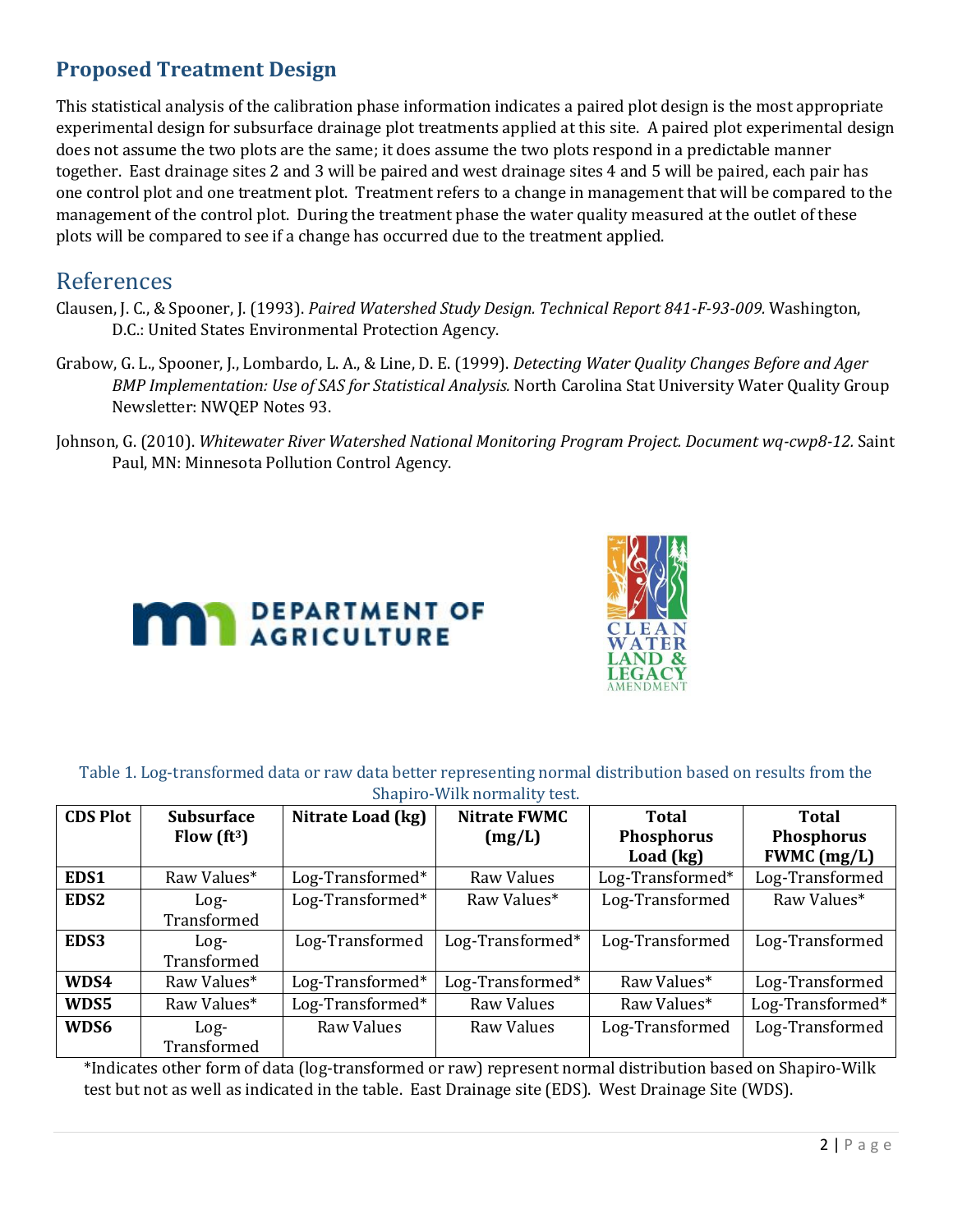## Proposed Treatment Design

This statistical analysis of the calibration phase information indicates a paired plot design is the most appropriate experimental design for subsurface drainage plot treatments applied at this site. A paired plot experimental design does not assume the two plots are the same; it does assume the two plots respond in a predictable manner together. East drainage sites 2 and 3 will be paired and west drainage sites 4 and 5 will be paired, each pair has one control plot and one treatment plot. Treatment refers to a change in management that will be compared to the management of the control plot. During the treatment phase the water quality measured at the outlet of these plots will be compared to see if a change has occurred due to the treatment applied.

## References

Clausen, J. C., & Spooner, J. (1993). *Paired Watershed Study Design. Technical Report 841-F-93-009.* Washington, D.C.: United States Environmental Protection Agency.

Grabow, G. L., Spooner, J., Lombardo, L. A., & Line, D. E. (1999). *Detecting Water Quality Changes Before and Ager BMP Implementation: Use of SAS for Statistical Analysis.* North Carolina Stat University Water Quality Group Newsletter: NWQEP Notes 93.

Johnson, G. (2010). *Whitewater River Watershed National Monitoring Program Project. Document wq-cwp8-12.* Saint Paul, MN: Minnesota Pollution Control Agency.

DEPARTMENT OF AGRICULTURE

CLEAN WATER LAND & LEGACY AMENDMENT

Table 1. Log-transformed data or raw data better representing normal distribution based on results from the Shapiro-Wilk normality test.

| CDS Plot | Subsurface Flow ($ft^3$) | Nitrate Load (kg) | Nitrate FWMC (mg/L) | Total Phosphorus Load (kg) | Total Phosphorus FWMC (mg/L) |
|---|---|---|---|---|---|
| **EDS1** | Raw Values* | Log-Transformed* | Raw Values | Log-Transformed* | Log-Transformed |
| **EDS2** | Log-Transformed | Log-Transformed* | Raw Values* | Log-Transformed | Raw Values* |
| **EDS3** | Log-Transformed | Log-Transformed | Log-Transformed* | Log-Transformed | Log-Transformed |
| **WDS4** | Raw Values* | Log-Transformed* | Log-Transformed* | Raw Values* | Log-Transformed |
| **WDS5** | Raw Values* | Log-Transformed* | Raw Values | Raw Values* | Log-Transformed* |
| **WDS6** | Log-Transformed | Raw Values | Raw Values | Log-Transformed | Log-Transformed |

*Indicates other form of data (log-transformed or raw) represent normal distribution based on Shapiro-Wilk test but not as well as indicated in the table. East Drainage site (EDS). West Drainage Site (WDS).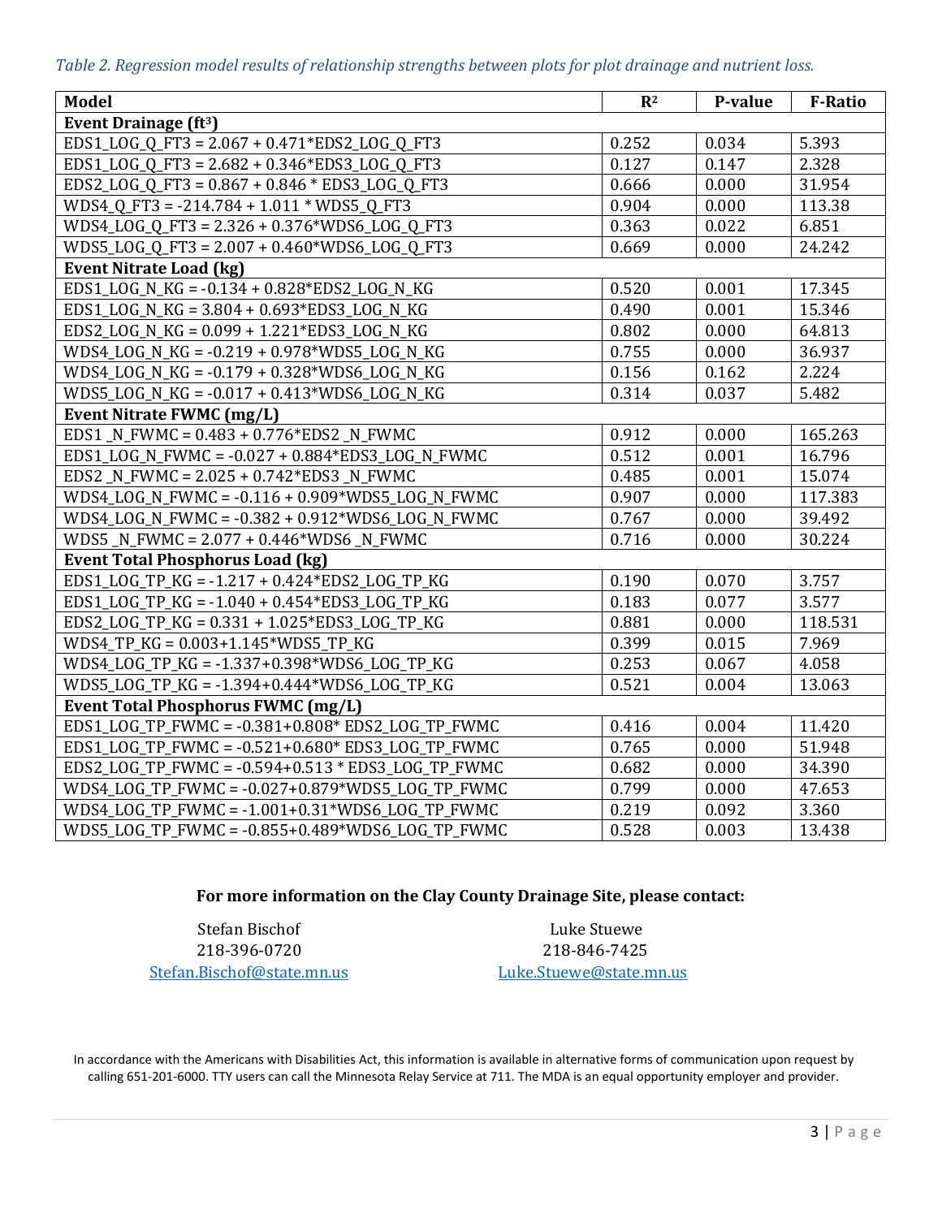*Table 2. Regression model results of relationship strengths between plots for plot drainage and nutrient loss.*

| Model | $R^2$ | P-value | F-Ratio |
|---|---|---|---|
| **Event Drainage ($ft^3$)** | | | |
| EDS1_LOG_Q_FT3 = 2.067 + 0.471*EDS2_LOG_Q_FT3 | 0.252 | 0.034 | 5.393 |
| EDS1_LOG_Q_FT3 = 2.682 + 0.346*EDS3_LOG_Q_FT3 | 0.127 | 0.147 | 2.328 |
| EDS2_LOG_Q_FT3 = 0.867 + 0.846 * EDS3_LOG_Q_FT3 | 0.666 | 0.000 | 31.954 |
| WDS4_Q_FT3 = -214.784 + 1.011 * WDS5_Q_FT3 | 0.904 | 0.000 | 113.38 |
| WDS4_LOG_Q_FT3 = 2.326 + 0.376*WDS6_LOG_Q_FT3 | 0.363 | 0.022 | 6.851 |
| WDS5_LOG_Q_FT3 = 2.007 + 0.460*WDS6_LOG_Q_FT3 | 0.669 | 0.000 | 24.242 |
| **Event Nitrate Load (kg)** | | | |
| EDS1_LOG_N_KG = -0.134 + 0.828*EDS2_LOG_N_KG | 0.520 | 0.001 | 17.345 |
| EDS1_LOG_N_KG = 3.804 + 0.693*EDS3_LOG_N_KG | 0.490 | 0.001 | 15.346 |
| EDS2_LOG_N_KG = 0.099 + 1.221*EDS3_LOG_N_KG | 0.802 | 0.000 | 64.813 |
| WDS4_LOG_N_KG = -0.219 + 0.978*WDS5_LOG_N_KG | 0.755 | 0.000 | 36.937 |
| WDS4_LOG_N_KG = -0.179 + 0.328*WDS6_LOG_N_KG | 0.156 | 0.162 | 2.224 |
| WDS5_LOG_N_KG = -0.017 + 0.413*WDS6_LOG_N_KG | 0.314 | 0.037 | 5.482 |
| **Event Nitrate FWMC (mg/L)** | | | |
| EDS1 _N_FWMC = 0.483 + 0.776*EDS2 _N_FWMC | 0.912 | 0.000 | 165.263 |
| EDS1_LOG_N_FWMC = -0.027 + 0.884*EDS3_LOG_N_FWMC | 0.512 | 0.001 | 16.796 |
| EDS2 _N_FWMC = 2.025 + 0.742*EDS3 _N_FWMC | 0.485 | 0.001 | 15.074 |
| WDS4_LOG_N_FWMC = -0.116 + 0.909*WDS5_LOG_N_FWMC | 0.907 | 0.000 | 117.383 |
| WDS4_LOG_N_FWMC = -0.382 + 0.912*WDS6_LOG_N_FWMC | 0.767 | 0.000 | 39.492 |
| WDS5 _N_FWMC = 2.077 + 0.446*WDS6 _N_FWMC | 0.716 | 0.000 | 30.224 |
| **Event Total Phosphorus Load (kg)** | | | |
| EDS1_LOG_TP_KG = -1.217 + 0.424*EDS2_LOG_TP_KG | 0.190 | 0.070 | 3.757 |
| EDS1_LOG_TP_KG = -1.040 + 0.454*EDS3_LOG_TP_KG | 0.183 | 0.077 | 3.577 |
| EDS2_LOG_TP_KG = 0.331 + 1.025*EDS3_LOG_TP_KG | 0.881 | 0.000 | 118.531 |
| WDS4_TP_KG = 0.003+1.145*WDS5_TP_KG | 0.399 | 0.015 | 7.969 |
| WDS4_LOG_TP_KG = -1.337+0.398*WDS6_LOG_TP_KG | 0.253 | 0.067 | 4.058 |
| WDS5_LOG_TP_KG = -1.394+0.444*WDS6_LOG_TP_KG | 0.521 | 0.004 | 13.063 |
| **Event Total Phosphorus FWMC (mg/L)** | | | |
| EDS1_LOG_TP_FWMC = -0.381+0.808* EDS2_LOG_TP_FWMC | 0.416 | 0.004 | 11.420 |
| EDS1_LOG_TP_FWMC = -0.521+0.680* EDS3_LOG_TP_FWMC | 0.765 | 0.000 | 51.948 |
| EDS2_LOG_TP_FWMC = -0.594+0.513 * EDS3_LOG_TP_FWMC | 0.682 | 0.000 | 34.390 |
| WDS4_LOG_TP_FWMC = -0.027+0.879*WDS5_LOG_TP_FWMC | 0.799 | 0.000 | 47.653 |
| WDS4_LOG_TP_FWMC = -1.001+0.31*WDS6_LOG_TP_FWMC | 0.219 | 0.092 | 3.360 |
| WDS5_LOG_TP_FWMC = -0.855+0.489*WDS6_LOG_TP_FWMC | 0.528 | 0.003 | 13.438 |

**For more information on the Clay County Drainage Site, please contact:**

Stefan Bischof
218-396-0720
Stefan.Bischof@state.mn.us

Luke Stuewe
218-846-7425
Luke.Stuewe@state.mn.us

In accordance with the Americans with Disabilities Act, this information is available in alternative forms of communication upon request by calling 651-201-6000. TTY users can call the Minnesota Relay Service at 711. The MDA is an equal opportunity employer and provider.